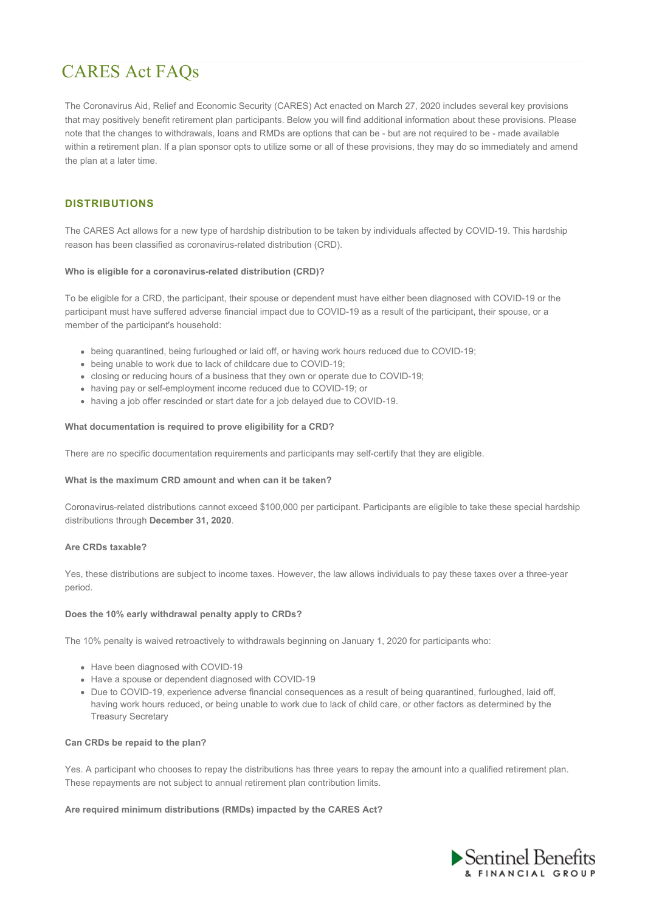# CARES Act FAQs

The Coronavirus Aid, Relief and Economic Security (CARES) Act enacted on March 27, 2020 includes several key provisions that may positively benefit retirement plan participants. Below you will find additional information about these provisions. Please note that the changes to withdrawals, loans and RMDs are options that can be - but are not required to be - made available within a retirement plan. If a plan sponsor opts to utilize some or all of these provisions, they may do so immediately and amend the plan at a later time.

## DISTRIBUTIONS

The CARES Act allows for a new type of hardship distribution to be taken by individuals affected by COVID-19. This hardship reason has been classified as coronavirus-related distribution (CRD).

**Who is eligible for a coronavirus-related distribution (CRD)?**

To be eligible for a CRD, the participant, their spouse or dependent must have either been diagnosed with COVID-19 or the participant must have suffered adverse financial impact due to COVID-19 as a result of the participant, their spouse, or a member of the participant's household:

- being quarantined, being furloughed or laid off, or having work hours reduced due to COVID-19;
- being unable to work due to lack of childcare due to COVID-19;
- closing or reducing hours of a business that they own or operate due to COVID-19;
- having pay or self-employment income reduced due to COVID-19; or
- having a job offer rescinded or start date for a job delayed due to COVID-19.

**What documentation is required to prove eligibility for a CRD?**

There are no specific documentation requirements and participants may self-certify that they are eligible.

**What is the maximum CRD amount and when can it be taken?**

Coronavirus-related distributions cannot exceed $100,000 per participant. Participants are eligible to take these special hardship distributions through **December 31, 2020**.

**Are CRDs taxable?**

Yes, these distributions are subject to income taxes. However, the law allows individuals to pay these taxes over a three-year period.

**Does the 10% early withdrawal penalty apply to CRDs?**

The 10% penalty is waived retroactively to withdrawals beginning on January 1, 2020 for participants who:

- Have been diagnosed with COVID-19
- Have a spouse or dependent diagnosed with COVID-19
- Due to COVID-19, experience adverse financial consequences as a result of being quarantined, furloughed, laid off, having work hours reduced, or being unable to work due to lack of child care, or other factors as determined by the Treasury Secretary

**Can CRDs be repaid to the plan?**

Yes. A participant who chooses to repay the distributions has three years to repay the amount into a qualified retirement plan. These repayments are not subject to annual retirement plan contribution limits.

**Are required minimum distributions (RMDs) impacted by the CARES Act?**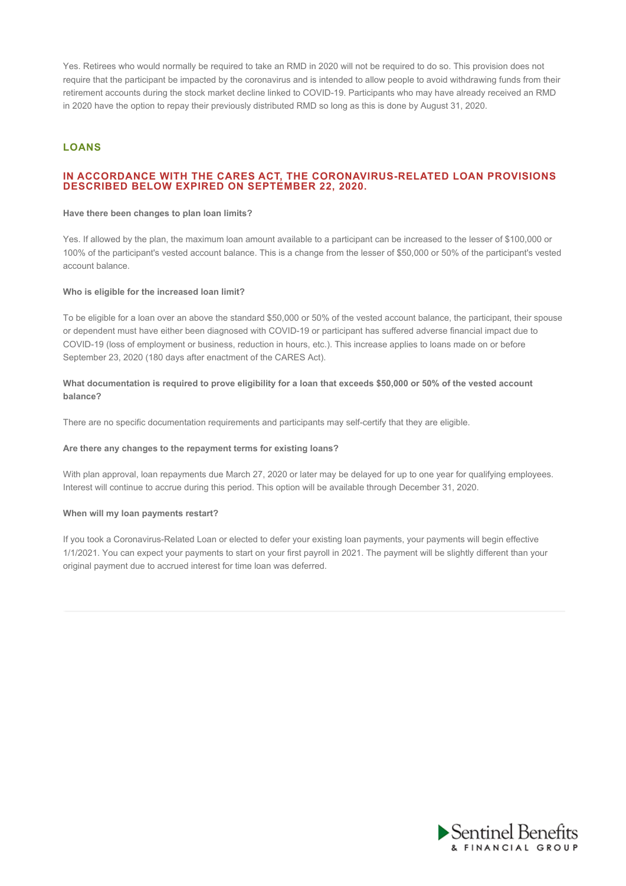Yes. Retirees who would normally be required to take an RMD in 2020 will not be required to do so. This provision does not require that the participant be impacted by the coronavirus and is intended to allow people to avoid withdrawing funds from their retirement accounts during the stock market decline linked to COVID-19. Participants who may have already received an RMD in 2020 have the option to repay their previously distributed RMD so long as this is done by August 31, 2020.

## LOANS

### IN ACCORDANCE WITH THE CARES ACT, THE CORONAVIRUS-RELATED LOAN PROVISIONS DESCRIBED BELOW EXPIRED ON SEPTEMBER 22, 2020.

**Have there been changes to plan loan limits?**

Yes. If allowed by the plan, the maximum loan amount available to a participant can be increased to the lesser of $100,000 or 100% of the participant's vested account balance. This is a change from the lesser of $50,000 or 50% of the participant's vested account balance.

**Who is eligible for the increased loan limit?**

To be eligible for a loan over an above the standard $50,000 or 50% of the vested account balance, the participant, their spouse or dependent must have either been diagnosed with COVID-19 or participant has suffered adverse financial impact due to COVID-19 (loss of employment or business, reduction in hours, etc.). This increase applies to loans made on or before September 23, 2020 (180 days after enactment of the CARES Act).

**What documentation is required to prove eligibility for a loan that exceeds $50,000 or 50% of the vested account balance?**

There are no specific documentation requirements and participants may self-certify that they are eligible.

**Are there any changes to the repayment terms for existing loans?**

With plan approval, loan repayments due March 27, 2020 or later may be delayed for up to one year for qualifying employees. Interest will continue to accrue during this period. This option will be available through December 31, 2020.

**When will my loan payments restart?**

If you took a Coronavirus-Related Loan or elected to defer your existing loan payments, your payments will begin effective 1/1/2021. You can expect your payments to start on your first payroll in 2021. The payment will be slightly different than your original payment due to accrued interest for time loan was deferred.

Sentinel Benefits & Financial Group